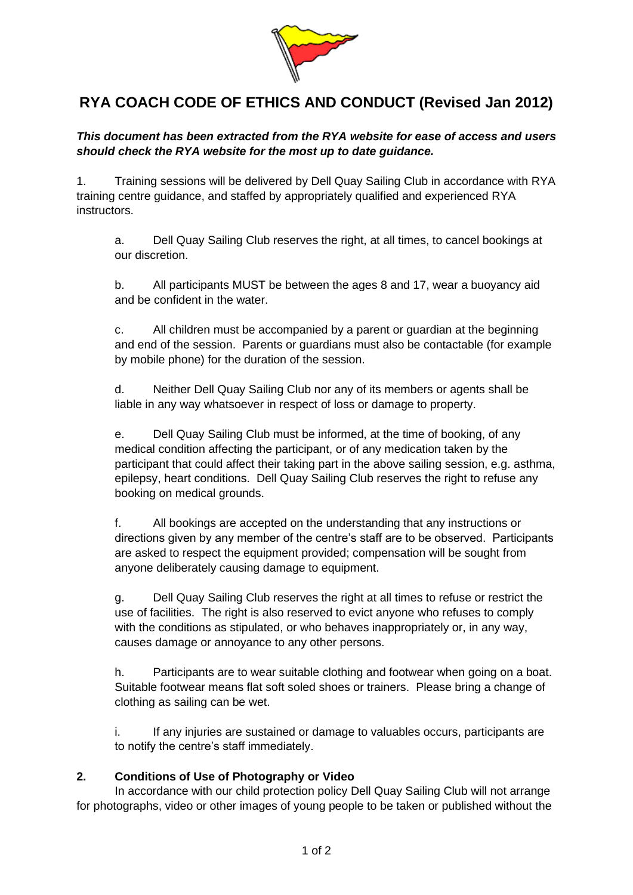# RYA COACH CODE OF ETHICS AND CONDUCT (Revised Jan 2012)

***This document has been extracted from the RYA website for ease of access and users should check the RYA website for the most up to date guidance.***

1. Training sessions will be delivered by Dell Quay Sailing Club in accordance with RYA training centre guidance, and staffed by appropriately qualified and experienced RYA instructors.

   a. Dell Quay Sailing Club reserves the right, at all times, to cancel bookings at our discretion.

   b. All participants MUST be between the ages 8 and 17, wear a buoyancy aid and be confident in the water.

   c. All children must be accompanied by a parent or guardian at the beginning and end of the session. Parents or guardians must also be contactable (for example by mobile phone) for the duration of the session.

   d. Neither Dell Quay Sailing Club nor any of its members or agents shall be liable in any way whatsoever in respect of loss or damage to property.

   e. Dell Quay Sailing Club must be informed, at the time of booking, of any medical condition affecting the participant, or of any medication taken by the participant that could affect their taking part in the above sailing session, e.g. asthma, epilepsy, heart conditions. Dell Quay Sailing Club reserves the right to refuse any booking on medical grounds.

   f. All bookings are accepted on the understanding that any instructions or directions given by any member of the centre's staff are to be observed. Participants are asked to respect the equipment provided; compensation will be sought from anyone deliberately causing damage to equipment.

   g. Dell Quay Sailing Club reserves the right at all times to refuse or restrict the use of facilities. The right is also reserved to evict anyone who refuses to comply with the conditions as stipulated, or who behaves inappropriately or, in any way, causes damage or annoyance to any other persons.

   h. Participants are to wear suitable clothing and footwear when going on a boat. Suitable footwear means flat soft soled shoes or trainers. Please bring a change of clothing as sailing can be wet.

   i. If any injuries are sustained or damage to valuables occurs, participants are to notify the centre's staff immediately.

**2. Conditions of Use of Photography or Video**

In accordance with our child protection policy Dell Quay Sailing Club will not arrange for photographs, video or other images of young people to be taken or published without the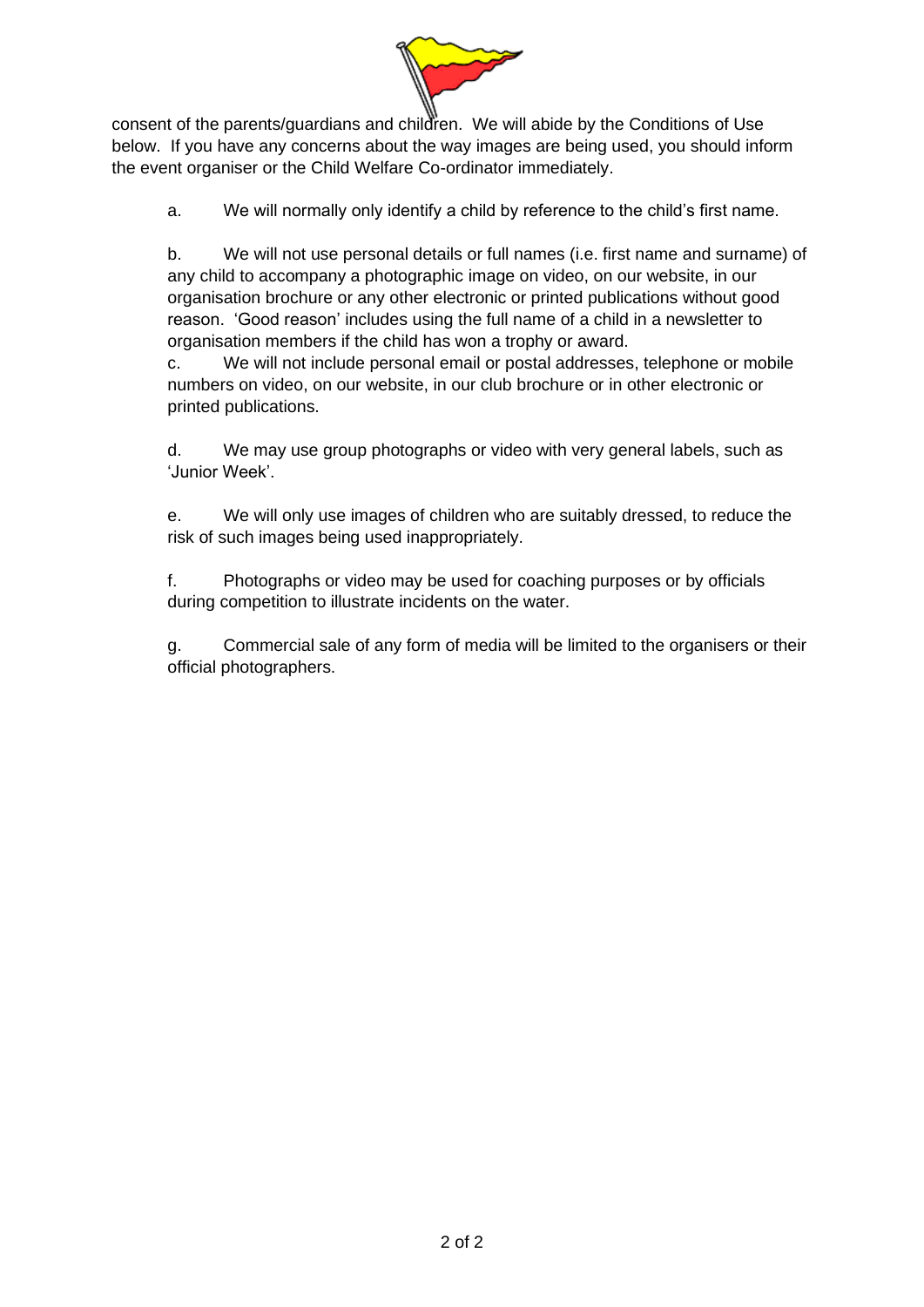consent of the parents/guardians and children. We will abide by the Conditions of Use below. If you have any concerns about the way images are being used, you should inform the event organiser or the Child Welfare Co-ordinator immediately.

a. We will normally only identify a child by reference to the child's first name.

b. We will not use personal details or full names (i.e. first name and surname) of any child to accompany a photographic image on video, on our website, in our organisation brochure or any other electronic or printed publications without good reason. 'Good reason' includes using the full name of a child in a newsletter to organisation members if the child has won a trophy or award.

c. We will not include personal email or postal addresses, telephone or mobile numbers on video, on our website, in our club brochure or in other electronic or printed publications.

d. We may use group photographs or video with very general labels, such as 'Junior Week'.

e. We will only use images of children who are suitably dressed, to reduce the risk of such images being used inappropriately.

f. Photographs or video may be used for coaching purposes or by officials during competition to illustrate incidents on the water.

g. Commercial sale of any form of media will be limited to the organisers or their official photographers.